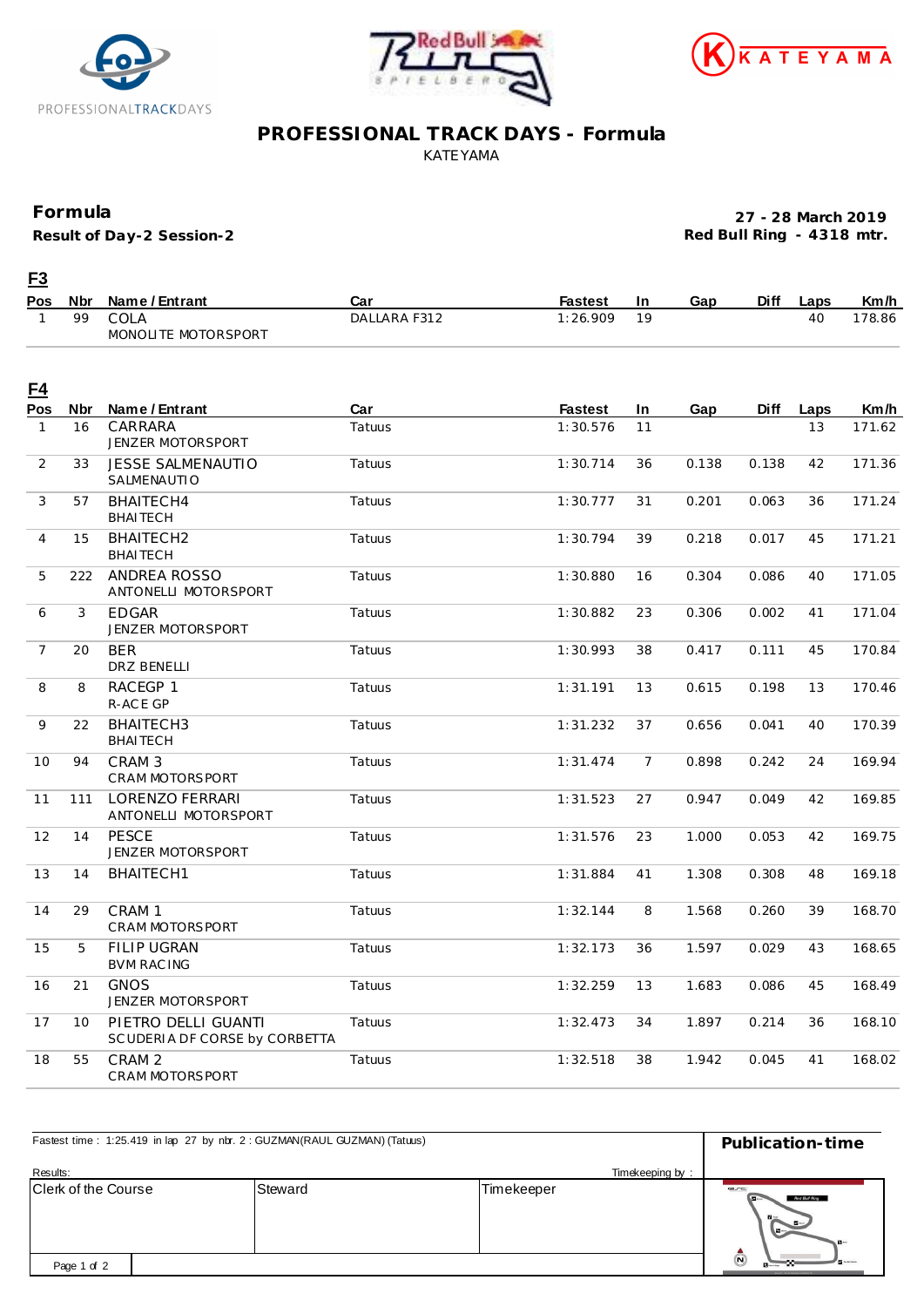# PROFESSIONAL TRACK DAYS - Formula

KATEYAMA

## Formula

**Result of Day-2 Session-2**

**27 - 28 March 2019**
**Red Bull Ring - 4318 mtr.**

### F3

| Pos | Nbr | Name / Entrant | Car | Fastest | In | Gap | Diff | Laps | Km/h |
|---|---|---|---|---|---|---|---|---|---|
| 1 | 99 | COLA<br>MONOLITE MOTORSPORT | DALLARA F312 | 1:26.909 | 19 | | | 40 | 178.86 |

### F4

| Pos | Nbr | Name / Entrant | Car | Fastest | In | Gap | Diff | Laps | Km/h |
|---|---|---|---|---|---|---|---|---|---|
| 1 | 16 | CARRARA<br>JENZER MOTORSPORT | Tatuus | 1:30.576 | 11 | | | 13 | 171.62 |
| 2 | 33 | JESSE SALMENAUTIO<br>SALMENAUTIO | Tatuus | 1:30.714 | 36 | 0.138 | 0.138 | 42 | 171.36 |
| 3 | 57 | BHAITECH4<br>BHAITECH | Tatuus | 1:30.777 | 31 | 0.201 | 0.063 | 36 | 171.24 |
| 4 | 15 | BHAITECH2<br>BHAITECH | Tatuus | 1:30.794 | 39 | 0.218 | 0.017 | 45 | 171.21 |
| 5 | 222 | ANDREA ROSSO<br>ANTONELLI MOTORSPORT | Tatuus | 1:30.880 | 16 | 0.304 | 0.086 | 40 | 171.05 |
| 6 | 3 | EDGAR<br>JENZER MOTORSPORT | Tatuus | 1:30.882 | 23 | 0.306 | 0.002 | 41 | 171.04 |
| 7 | 20 | BER<br>DRZ BENELLI | Tatuus | 1:30.993 | 38 | 0.417 | 0.111 | 45 | 170.84 |
| 8 | 8 | RACEGP 1<br>R-ACE GP | Tatuus | 1:31.191 | 13 | 0.615 | 0.198 | 13 | 170.46 |
| 9 | 22 | BHAITECH3<br>BHAITECH | Tatuus | 1:31.232 | 37 | 0.656 | 0.041 | 40 | 170.39 |
| 10 | 94 | CRAM 3<br>CRAM MOTORSPORT | Tatuus | 1:31.474 | 7 | 0.898 | 0.242 | 24 | 169.94 |
| 11 | 111 | LORENZO FERRARI<br>ANTONELLI MOTORSPORT | Tatuus | 1:31.523 | 27 | 0.947 | 0.049 | 42 | 169.85 |
| 12 | 14 | PESCE<br>JENZER MOTORSPORT | Tatuus | 1:31.576 | 23 | 1.000 | 0.053 | 42 | 169.75 |
| 13 | 14 | BHAITECH1 | Tatuus | 1:31.884 | 41 | 1.308 | 0.308 | 48 | 169.18 |
| 14 | 29 | CRAM 1<br>CRAM MOTORSPORT | Tatuus | 1:32.144 | 8 | 1.568 | 0.260 | 39 | 168.70 |
| 15 | 5 | FILIP UGRAN<br>BVM RACING | Tatuus | 1:32.173 | 36 | 1.597 | 0.029 | 43 | 168.65 |
| 16 | 21 | GNOS<br>JENZER MOTORSPORT | Tatuus | 1:32.259 | 13 | 1.683 | 0.086 | 45 | 168.49 |
| 17 | 10 | PIETRO DELLI GUANTI<br>SCUDERIA DF CORSE by CORBETTA | Tatuus | 1:32.473 | 34 | 1.897 | 0.214 | 36 | 168.10 |
| 18 | 55 | CRAM 2<br>CRAM MOTORSPORT | Tatuus | 1:32.518 | 38 | 1.942 | 0.045 | 41 | 168.02 |

Fastest time : 1:25.419 in lap 27 by nbr. 2 : GUZMAN(RAUL GUZMAN) (Tatuus)

**Publication-time**

Results:

Timekeeping by :

| Clerk of the Course | Steward | Timekeeper |
|---|---|---|
| | | |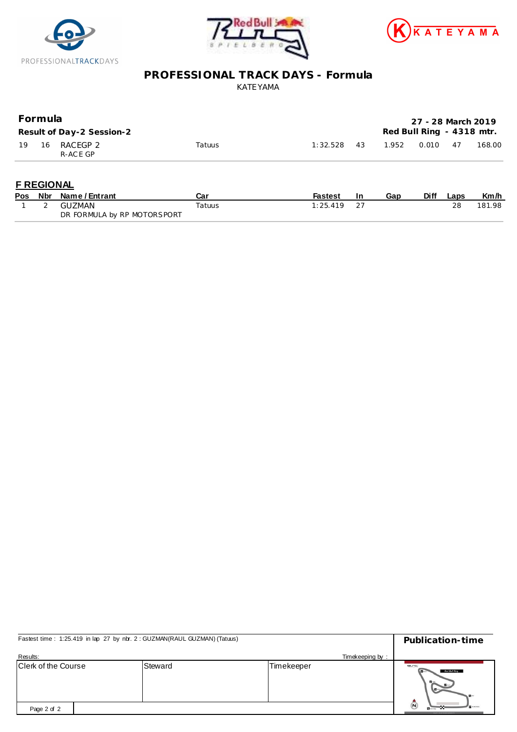# PROFESSIONAL TRACK DAYS - Formula

KATEYAMA

**Formula**

**Result of Day-2 Session-2**

**27 - 28 March 2019**
**Red Bull Ring - 4318 mtr.**

| Pos | Nbr | Name / Entrant | Car | Fastest | In | Gap | Diff | Laps | Km/h |
|---|---|---|---|---|---|---|---|---|---|
| 19 | 16 | RACEGP 2<br>R-ACE GP | Tatuus | 1:32.528 | 43 | 1.952 | 0.010 | 47 | 168.00 |

## F REGIONAL

| Pos | Nbr | Name / Entrant | Car | Fastest | In | Gap | Diff | Laps | Km/h |
|---|---|---|---|---|---|---|---|---|---|
| 1 | 2 | GUZMAN<br>DR FORMULA by RP MOTORSPORT | Tatuus | 1:25.419 | 27 | | | 28 | 181.98 |

Fastest time : 1:25.419 in lap 27 by nbr. 2 : GUZMAN(RAUL GUZMAN) (Tatuus)

**Publication-time**

Results:

Timekeeping by :

| Clerk of the Course | Steward | Timekeeper |
|---|---|---|
| | | |